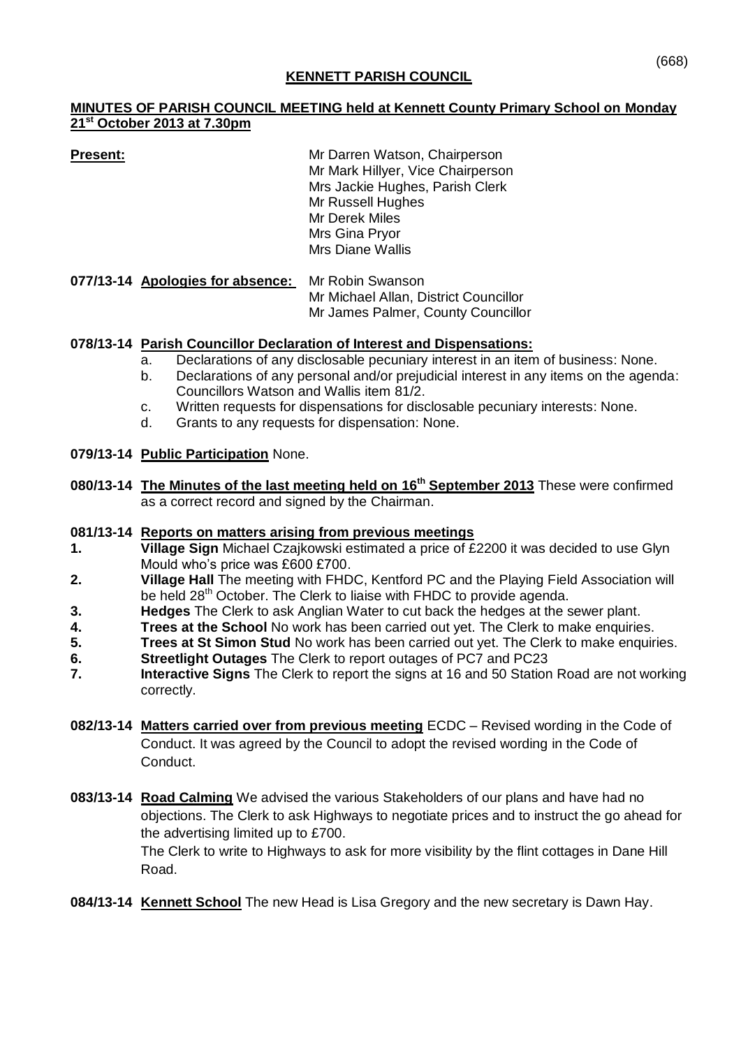(668)

# KENNETT PARISH COUNCIL

## MINUTES OF PARISH COUNCIL MEETING held at Kennett County Primary School on Monday 21st October 2013 at 7.30pm

**Present:**
Mr Darren Watson, Chairperson
Mr Mark Hillyer, Vice Chairperson
Mrs Jackie Hughes, Parish Clerk
Mr Russell Hughes
Mr Derek Miles
Mrs Gina Pryor
Mrs Diane Wallis

**077/13-14 Apologies for absence:** Mr Robin Swanson
Mr Michael Allan, District Councillor
Mr James Palmer, County Councillor

**078/13-14 Parish Councillor Declaration of Interest and Dispensations:**

a. Declarations of any disclosable pecuniary interest in an item of business: None.
b. Declarations of any personal and/or prejudicial interest in any items on the agenda: Councillors Watson and Wallis item 81/2.
c. Written requests for dispensations for disclosable pecuniary interests: None.
d. Grants to any requests for dispensation: None.

**079/13-14 Public Participation** None.

**080/13-14 The Minutes of the last meeting held on 16th September 2013** These were confirmed as a correct record and signed by the Chairman.

**081/13-14 Reports on matters arising from previous meetings**

1. **Village Sign** Michael Czajkowski estimated a price of £2200 it was decided to use Glyn Mould who's price was £600 £700.
2. **Village Hall** The meeting with FHDC, Kentford PC and the Playing Field Association will be held 28th October. The Clerk to liaise with FHDC to provide agenda.
3. **Hedges** The Clerk to ask Anglian Water to cut back the hedges at the sewer plant.
4. **Trees at the School** No work has been carried out yet. The Clerk to make enquiries.
5. **Trees at St Simon Stud** No work has been carried out yet. The Clerk to make enquiries.
6. **Streetlight Outages** The Clerk to report outages of PC7 and PC23
7. **Interactive Signs** The Clerk to report the signs at 16 and 50 Station Road are not working correctly.

**082/13-14 Matters carried over from previous meeting** ECDC – Revised wording in the Code of Conduct. It was agreed by the Council to adopt the revised wording in the Code of Conduct.

**083/13-14 Road Calming** We advised the various Stakeholders of our plans and have had no objections. The Clerk to ask Highways to negotiate prices and to instruct the go ahead for the advertising limited up to £700.
The Clerk to write to Highways to ask for more visibility by the flint cottages in Dane Hill Road.

**084/13-14 Kennett School** The new Head is Lisa Gregory and the new secretary is Dawn Hay.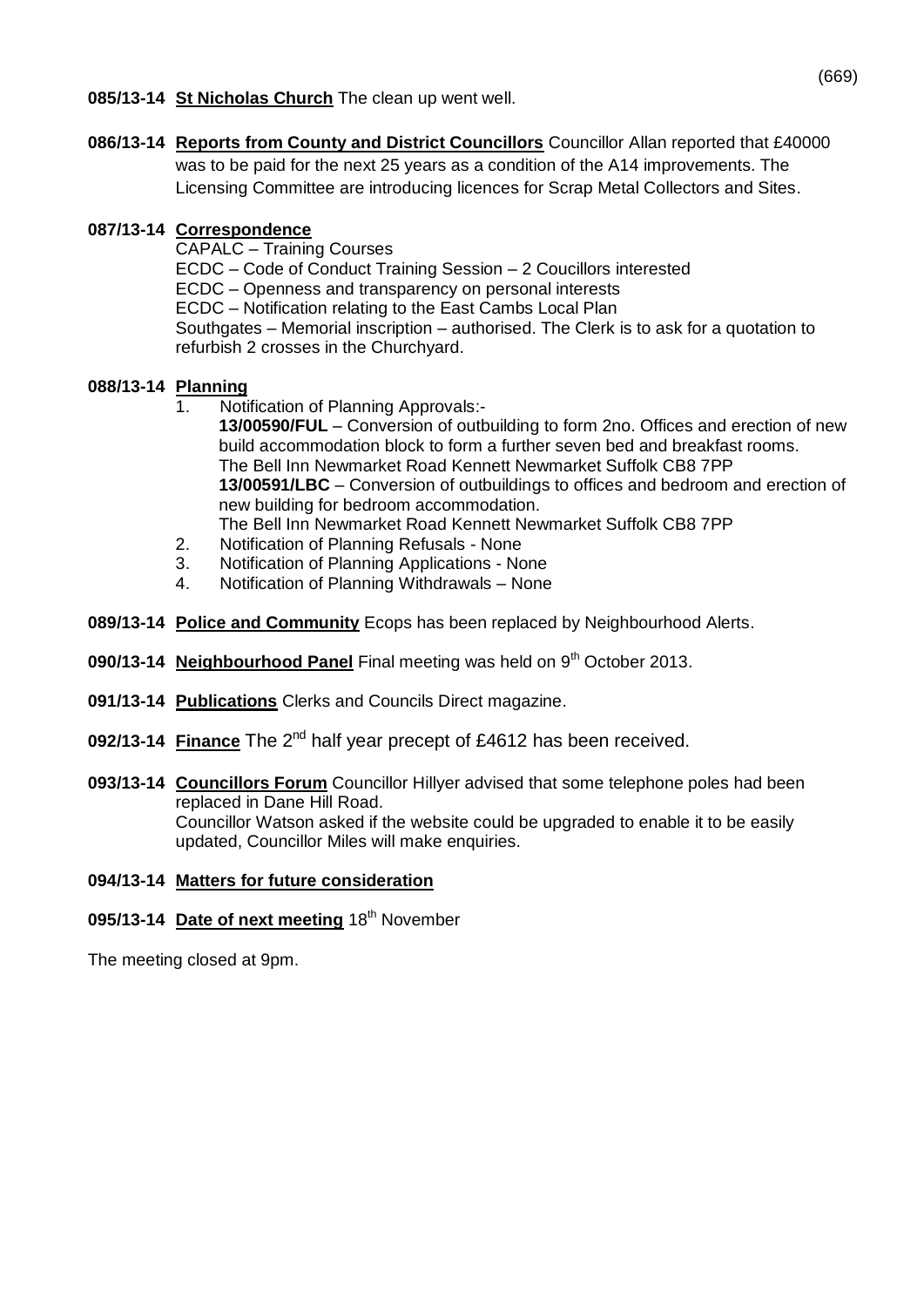**085/13-14** **St Nicholas Church** The clean up went well.

**086/13-14** **Reports from County and District Councillors** Councillor Allan reported that £40000 was to be paid for the next 25 years as a condition of the A14 improvements. The Licensing Committee are introducing licences for Scrap Metal Collectors and Sites.

**087/13-14** **Correspondence**

CAPALC – Training Courses
ECDC – Code of Conduct Training Session – 2 Coucillors interested
ECDC – Openness and transparency on personal interests
ECDC – Notification relating to the East Cambs Local Plan
Southgates – Memorial inscription – authorised. The Clerk is to ask for a quotation to refurbish 2 crosses in the Churchyard.

**088/13-14** **Planning**

1. Notification of Planning Approvals:-
   **13/00590/FUL** – Conversion of outbuilding to form 2no. Offices and erection of new build accommodation block to form a further seven bed and breakfast rooms.
   The Bell Inn Newmarket Road Kennett Newmarket Suffolk CB8 7PP
   **13/00591/LBC** – Conversion of outbuildings to offices and bedroom and erection of new building for bedroom accommodation.
   The Bell Inn Newmarket Road Kennett Newmarket Suffolk CB8 7PP
2. Notification of Planning Refusals - None
3. Notification of Planning Applications - None
4. Notification of Planning Withdrawals – None

**089/13-14** **Police and Community** Ecops has been replaced by Neighbourhood Alerts.

**090/13-14** **Neighbourhood Panel** Final meeting was held on 9th October 2013.

**091/13-14** **Publications** Clerks and Councils Direct magazine.

**092/13-14** **Finance** The 2nd half year precept of £4612 has been received.

**093/13-14** **Councillors Forum** Councillor Hillyer advised that some telephone poles had been replaced in Dane Hill Road.
Councillor Watson asked if the website could be upgraded to enable it to be easily updated, Councillor Miles will make enquiries.

**094/13-14** **Matters for future consideration**

**095/13-14** **Date of next meeting** 18th November

The meeting closed at 9pm.